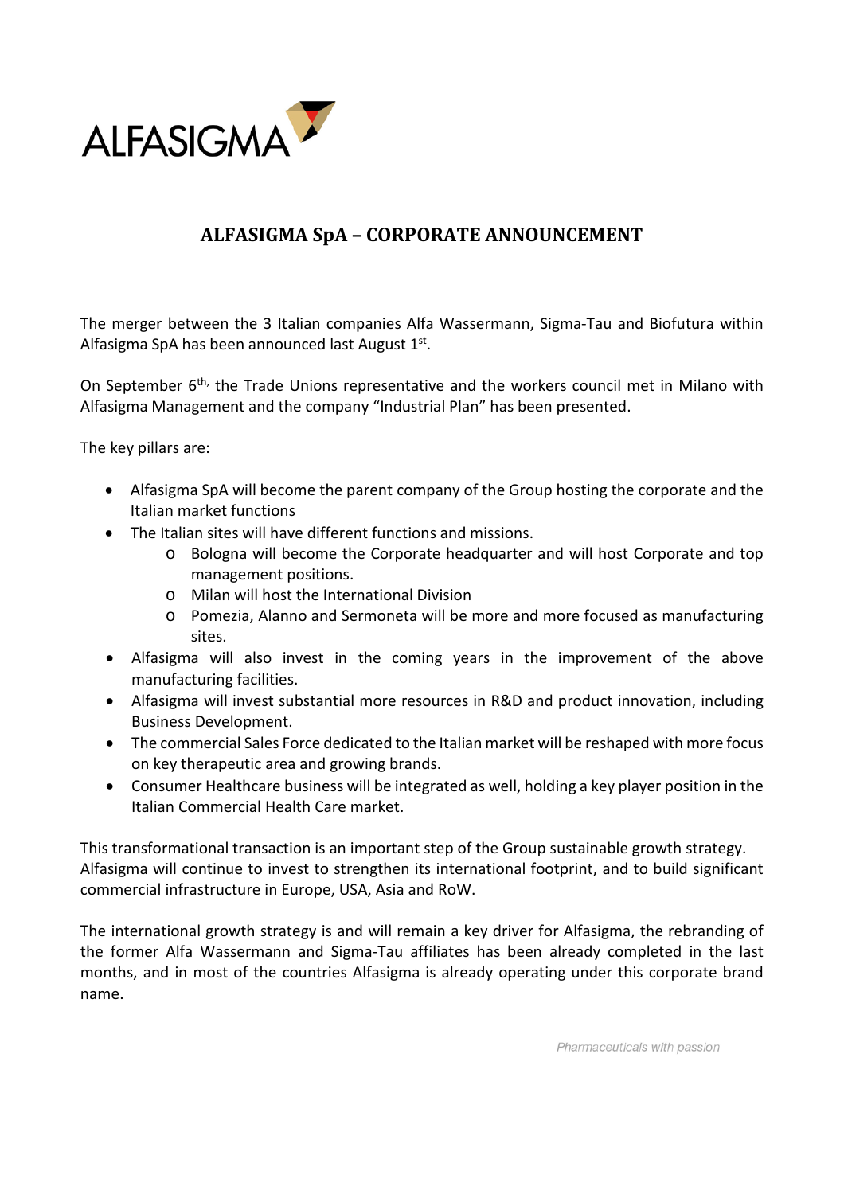ALFASIGMA

# ALFASIGMA SpA – CORPORATE ANNOUNCEMENT

The merger between the 3 Italian companies Alfa Wassermann, Sigma-Tau and Biofutura within Alfasigma SpA has been announced last August 1st.

On September 6th, the Trade Unions representative and the workers council met in Milano with Alfasigma Management and the company "Industrial Plan" has been presented.

The key pillars are:

- Alfasigma SpA will become the parent company of the Group hosting the corporate and the Italian market functions
- The Italian sites will have different functions and missions.
  - Bologna will become the Corporate headquarter and will host Corporate and top management positions.
  - Milan will host the International Division
  - Pomezia, Alanno and Sermoneta will be more and more focused as manufacturing sites.
- Alfasigma will also invest in the coming years in the improvement of the above manufacturing facilities.
- Alfasigma will invest substantial more resources in R&D and product innovation, including Business Development.
- The commercial Sales Force dedicated to the Italian market will be reshaped with more focus on key therapeutic area and growing brands.
- Consumer Healthcare business will be integrated as well, holding a key player position in the Italian Commercial Health Care market.

This transformational transaction is an important step of the Group sustainable growth strategy. Alfasigma will continue to invest to strengthen its international footprint, and to build significant commercial infrastructure in Europe, USA, Asia and RoW.

The international growth strategy is and will remain a key driver for Alfasigma, the rebranding of the former Alfa Wassermann and Sigma-Tau affiliates has been already completed in the last months, and in most of the countries Alfasigma is already operating under this corporate brand name.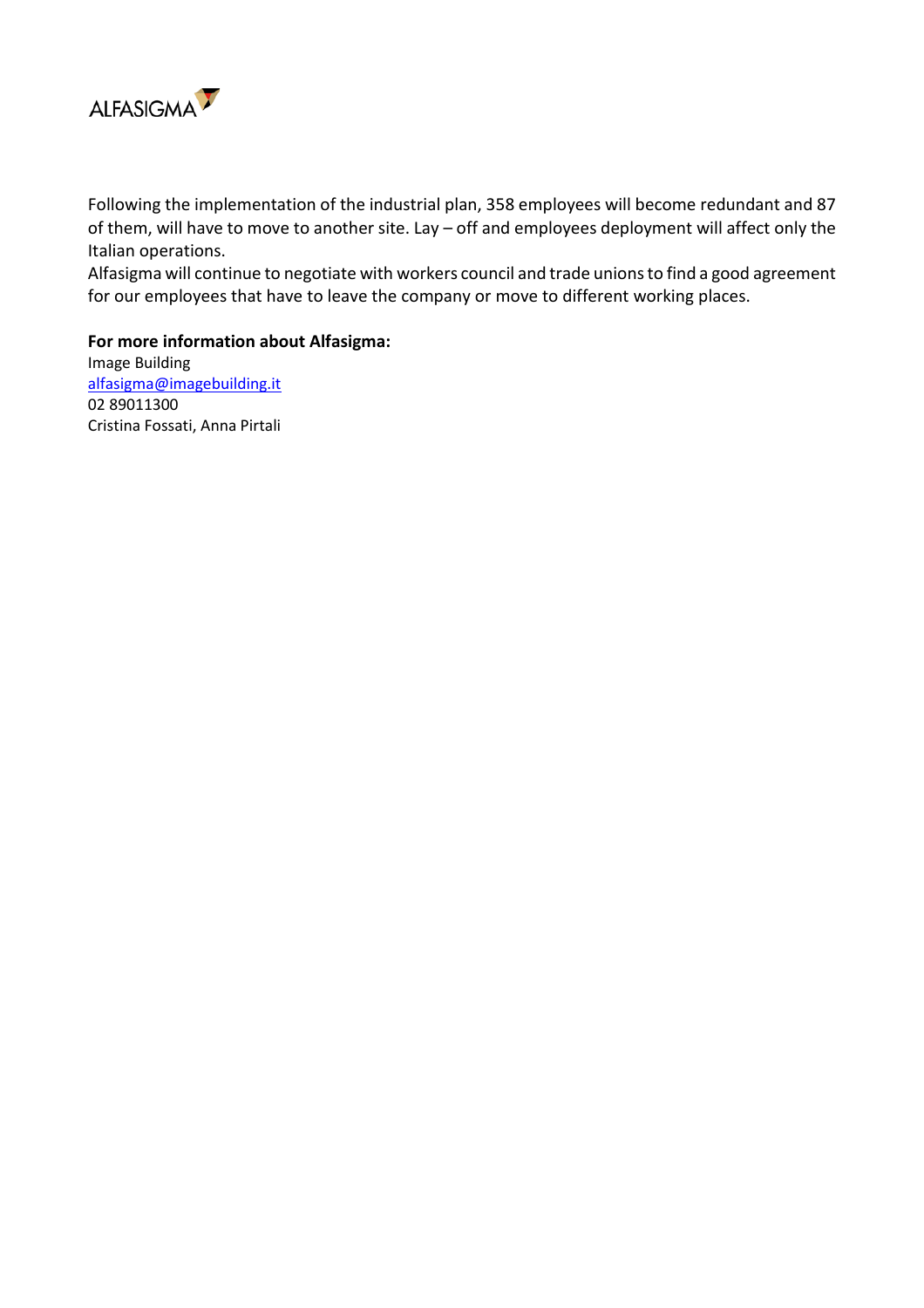Following the implementation of the industrial plan, 358 employees will become redundant and 87 of them, will have to move to another site. Lay – off and employees deployment will affect only the Italian operations.

Alfasigma will continue to negotiate with workers council and trade unions to find a good agreement for our employees that have to leave the company or move to different working places.

**For more information about Alfasigma:**

Image Building
alfasigma@imagebuilding.it
02 89011300
Cristina Fossati, Anna Pirtali